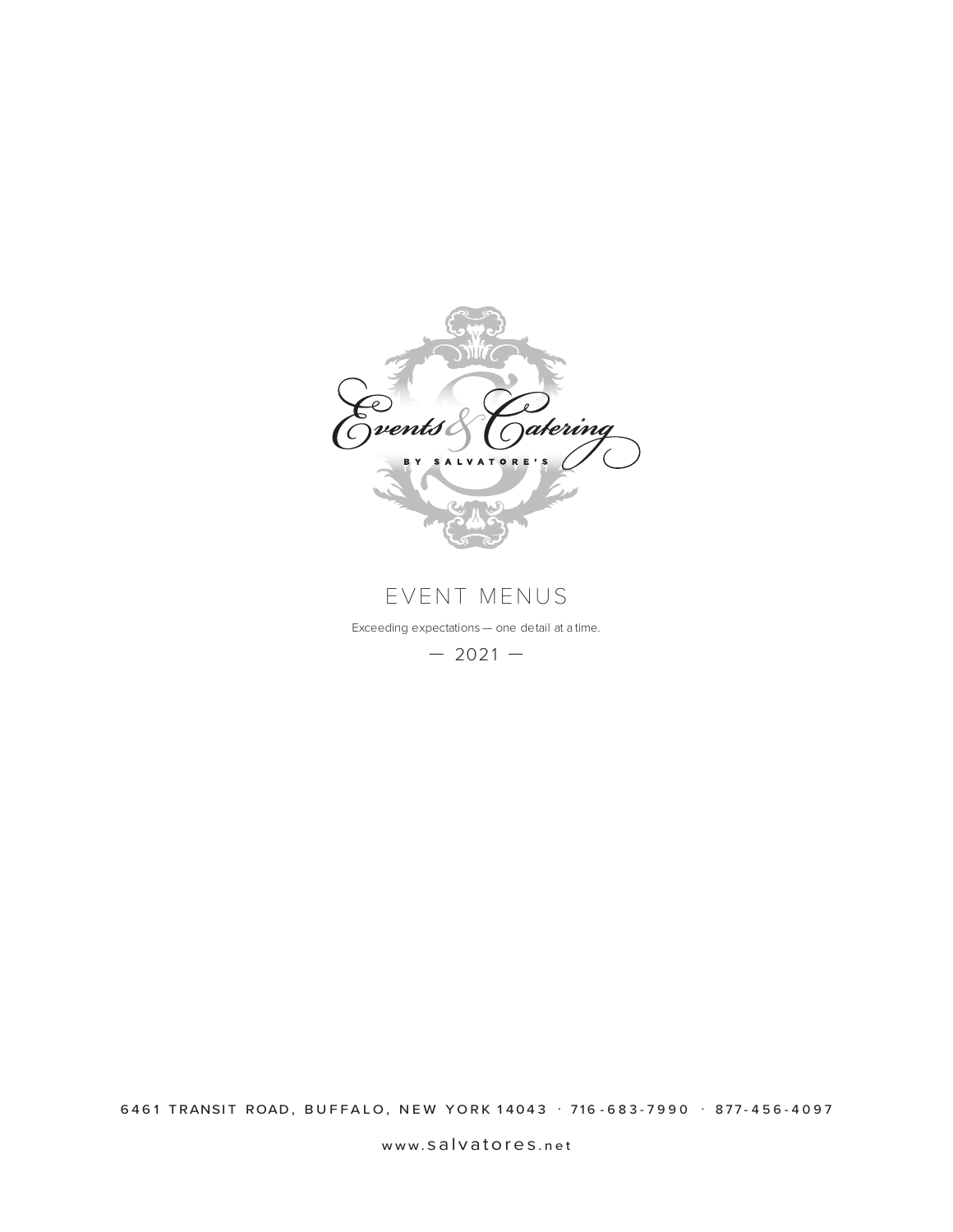# Events & Catering

BY SALVATORE'S

## EVENT MENUS

Exceeding expectations — one detail at a time.

— 2021 —

6461 TRANSIT ROAD, BUFFALO, NEW YORK 14043 · 716-683-7990 · 877-456-4097

www.salvatores.net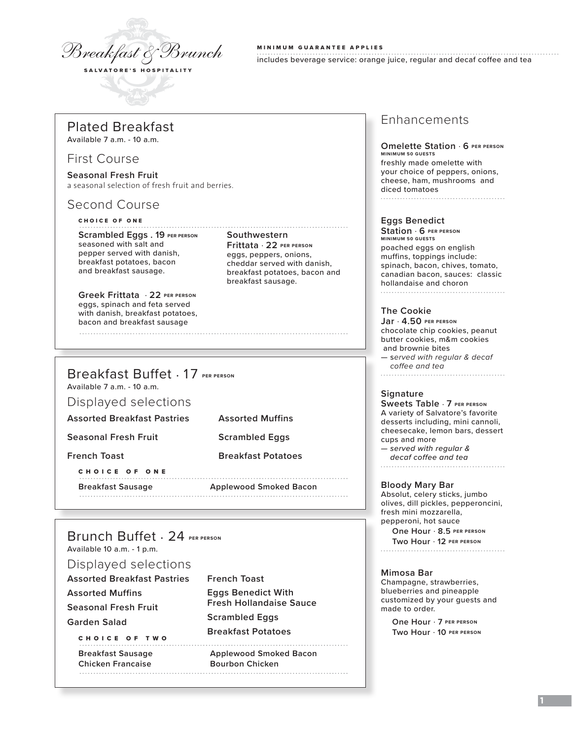# Breakfast & Brunch

SALVATORE'S HOSPITALITY

**MINIMUM GUARANTEE APPLIES**

includes beverage service: orange juice, regular and decaf coffee and tea

## Plated Breakfast

Available 7 a.m. - 10 a.m.

### First Course

**Seasonal Fresh Fruit**
a seasonal selection of fresh fruit and berries.

### Second Course

**CHOICE OF ONE**

**Scrambled Eggs . 19 PER PERSON**
seasoned with salt and pepper served with danish, breakfast potatoes, bacon and breakfast sausage.

**Southwestern Frittata · 22 PER PERSON**
eggs, peppers, onions, cheddar served with danish, breakfast potatoes, bacon and breakfast sausage.

**Greek Frittata · 22 PER PERSON**
eggs, spinach and feta served with danish, breakfast potatoes, bacon and breakfast sausage

## Breakfast Buffet · 17 PER PERSON

Available 7 a.m. - 10 a.m.

### Displayed selections

**Assorted Breakfast Pastries**

**Assorted Muffins**

**Seasonal Fresh Fruit**

**Scrambled Eggs**

**French Toast**

**Breakfast Potatoes**

**CHOICE OF ONE**

**Breakfast Sausage**

**Applewood Smoked Bacon**

## Brunch Buffet · 24 PER PERSON

Available 10 a.m. - 1 p.m.

### Displayed selections

**Assorted Breakfast Pastries**

**Assorted Muffins**

**Seasonal Fresh Fruit**

**Garden Salad**

**French Toast**

**Eggs Benedict With Fresh Hollandaise Sauce**

**Scrambled Eggs**

**Breakfast Potatoes**

**CHOICE OF TWO**

**Breakfast Sausage**

**Chicken Francaise**

**Applewood Smoked Bacon**

**Bourbon Chicken**

## Enhancements

**Omelette Station · 6 PER PERSON**
MINIMUM 50 GUESTS
freshly made omelette with your choice of peppers, onions, cheese, ham, mushrooms and diced tomatoes

**Eggs Benedict Station · 6 PER PERSON**
MINIMUM 50 GUESTS
poached eggs on english muffins, toppings include: spinach, bacon, chives, tomato, canadian bacon, sauces: classic hollandaise and choron

**The Cookie Jar · 4.50 PER PERSON**
chocolate chip cookies, peanut butter cookies, m&m cookies and brownie bites
— *served with regular & decaf coffee and tea*

**Signature Sweets Table · 7 PER PERSON**
A variety of Salvatore's favorite desserts including, mini cannoli, cheesecake, lemon bars, dessert cups and more
— *served with regular & decaf coffee and tea*

**Bloody Mary Bar**
Absolut, celery sticks, jumbo olives, dill pickles, pepperoncini, fresh mini mozzarella, pepperoni, hot sauce

- **One Hour · 8.5 PER PERSON**
- **Two Hour · 12 PER PERSON**

**Mimosa Bar**
Champagne, strawberries, blueberries and pineapple customized by your guests and made to order.

- **One Hour · 7 PER PERSON**
- **Two Hour · 10 PER PERSON**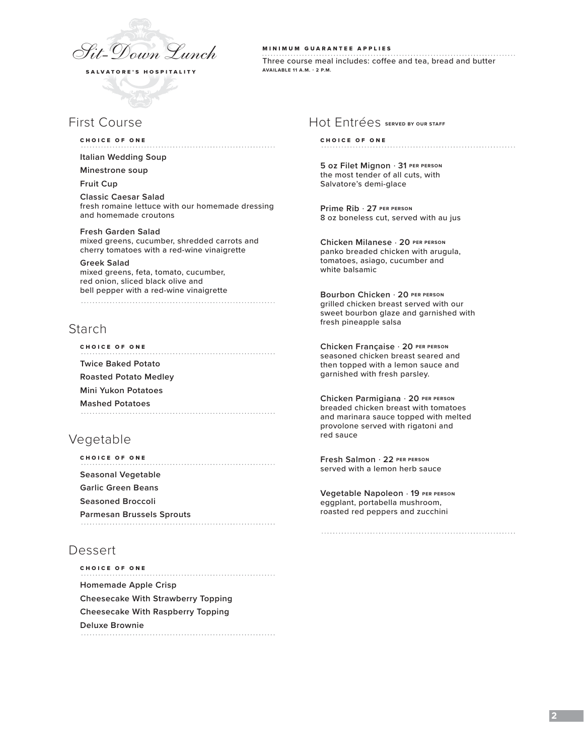# Sit-Down Lunch

**SALVATORE'S HOSPITALITY**

**MINIMUM GUARANTEE APPLIES**

Three course meal includes: coffee and tea, bread and butter

**AVAILABLE 11 A.M. - 2 P.M.**

## First Course

**CHOICE OF ONE**

**Italian Wedding Soup**

**Minestrone soup**

**Fruit Cup**

**Classic Caesar Salad**
fresh romaine lettuce with our homemade dressing and homemade croutons

**Fresh Garden Salad**
mixed greens, cucumber, shredded carrots and cherry tomatoes with a red-wine vinaigrette

**Greek Salad**
mixed greens, feta, tomato, cucumber, red onion, sliced black olive and bell pepper with a red-wine vinaigrette

## Starch

**CHOICE OF ONE**

**Twice Baked Potato**

**Roasted Potato Medley**

**Mini Yukon Potatoes**

**Mashed Potatoes**

## Vegetable

**CHOICE OF ONE**

**Seasonal Vegetable**

**Garlic Green Beans**

**Seasoned Broccoli**

**Parmesan Brussels Sprouts**

## Dessert

**CHOICE OF ONE**

**Homemade Apple Crisp**

**Cheesecake With Strawberry Topping**

**Cheesecake With Raspberry Topping**

**Deluxe Brownie**

## Hot Entrées SERVED BY OUR STAFF

**CHOICE OF ONE**

**5 oz Filet Mignon · 31 PER PERSON**
the most tender of all cuts, with Salvatore's demi-glace

**Prime Rib · 27 PER PERSON**
8 oz boneless cut, served with au jus

**Chicken Milanese · 20 PER PERSON**
panko breaded chicken with arugula, tomatoes, asiago, cucumber and white balsamic

**Bourbon Chicken · 20 PER PERSON**
grilled chicken breast served with our sweet bourbon glaze and garnished with fresh pineapple salsa

**Chicken Française · 20 PER PERSON**
seasoned chicken breast seared and then topped with a lemon sauce and garnished with fresh parsley.

**Chicken Parmigiana · 20 PER PERSON**
breaded chicken breast with tomatoes and marinara sauce topped with melted provolone served with rigatoni and red sauce

**Fresh Salmon · 22 PER PERSON**
served with a lemon herb sauce

**Vegetable Napoleon · 19 PER PERSON**
eggplant, portabella mushroom, roasted red peppers and zucchini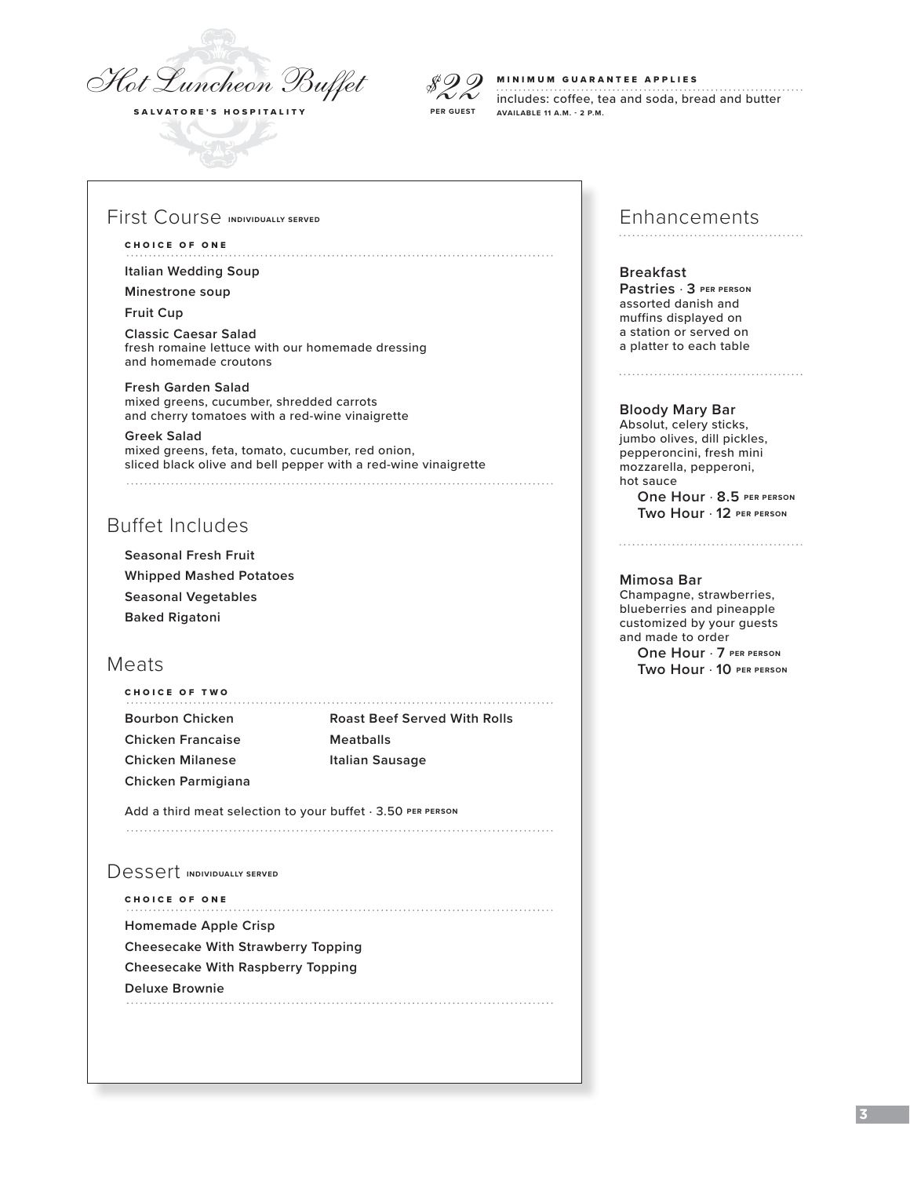# Hot Luncheon Buffet

**SALVATORE'S HOSPITALITY**

**$22** PER GUEST

**MINIMUM GUARANTEE APPLIES**

includes: coffee, tea and soda, bread and butter

AVAILABLE 11 A.M. - 2 P.M.

## First Course INDIVIDUALLY SERVED

**CHOICE OF ONE**

**Italian Wedding Soup**

**Minestrone soup**

**Fruit Cup**

**Classic Caesar Salad**
fresh romaine lettuce with our homemade dressing and homemade croutons

**Fresh Garden Salad**
mixed greens, cucumber, shredded carrots and cherry tomatoes with a red-wine vinaigrette

**Greek Salad**
mixed greens, feta, tomato, cucumber, red onion, sliced black olive and bell pepper with a red-wine vinaigrette

## Buffet Includes

**Seasonal Fresh Fruit**

**Whipped Mashed Potatoes**

**Seasonal Vegetables**

**Baked Rigatoni**

## Meats

**CHOICE OF TWO**

**Bourbon Chicken**

**Chicken Francaise**

**Chicken Milanese**

**Chicken Parmigiana**

**Roast Beef Served With Rolls**

**Meatballs**

**Italian Sausage**

Add a third meat selection to your buffet · 3.50 PER PERSON

## Dessert INDIVIDUALLY SERVED

**CHOICE OF ONE**

**Homemade Apple Crisp**

**Cheesecake With Strawberry Topping**

**Cheesecake With Raspberry Topping**

**Deluxe Brownie**

## Enhancements

**Breakfast Pastries** · **3** PER PERSON
assorted danish and muffins displayed on a station or served on a platter to each table

**Bloody Mary Bar**
Absolut, celery sticks, jumbo olives, dill pickles, pepperoncini, fresh mini mozzarella, pepperoni, hot sauce

**One Hour** · **8.5** PER PERSON
**Two Hour** · **12** PER PERSON

**Mimosa Bar**
Champagne, strawberries, blueberries and pineapple customized by your guests and made to order

**One Hour** · **7** PER PERSON
**Two Hour** · **10** PER PERSON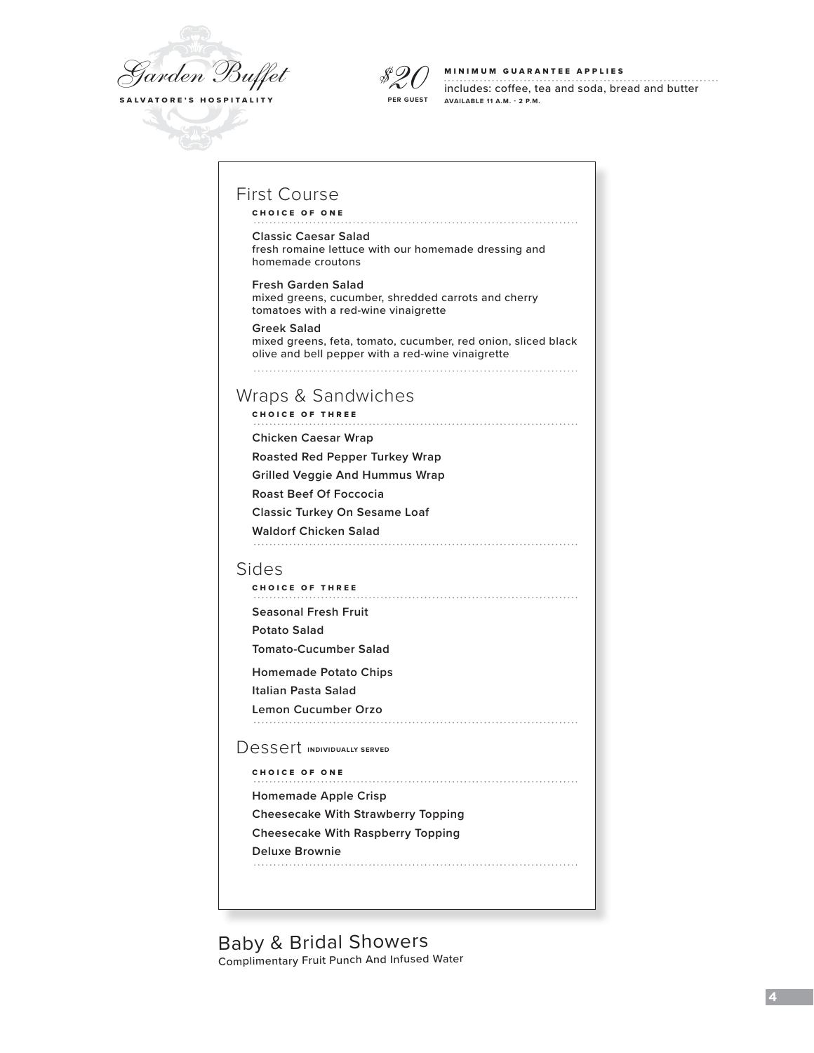# Garden Buffet

**SALVATORE'S HOSPITALITY**

**$20** PER GUEST

**MINIMUM GUARANTEE APPLIES**

includes: coffee, tea and soda, bread and butter

**AVAILABLE 11 A.M. - 2 P.M.**

## First Course

**CHOICE OF ONE**

**Classic Caesar Salad**
fresh romaine lettuce with our homemade dressing and homemade croutons

**Fresh Garden Salad**
mixed greens, cucumber, shredded carrots and cherry tomatoes with a red-wine vinaigrette

**Greek Salad**
mixed greens, feta, tomato, cucumber, red onion, sliced black olive and bell pepper with a red-wine vinaigrette

## Wraps & Sandwiches

**CHOICE OF THREE**

**Chicken Caesar Wrap**

**Roasted Red Pepper Turkey Wrap**

**Grilled Veggie And Hummus Wrap**

**Roast Beef Of Foccocia**

**Classic Turkey On Sesame Loaf**

**Waldorf Chicken Salad**

## Sides

**CHOICE OF THREE**

**Seasonal Fresh Fruit**

**Potato Salad**

**Tomato-Cucumber Salad**

**Homemade Potato Chips**

**Italian Pasta Salad**

**Lemon Cucumber Orzo**

## Dessert INDIVIDUALLY SERVED

**CHOICE OF ONE**

**Homemade Apple Crisp**

**Cheesecake With Strawberry Topping**

**Cheesecake With Raspberry Topping**

**Deluxe Brownie**

## Baby & Bridal Showers

Complimentary Fruit Punch And Infused Water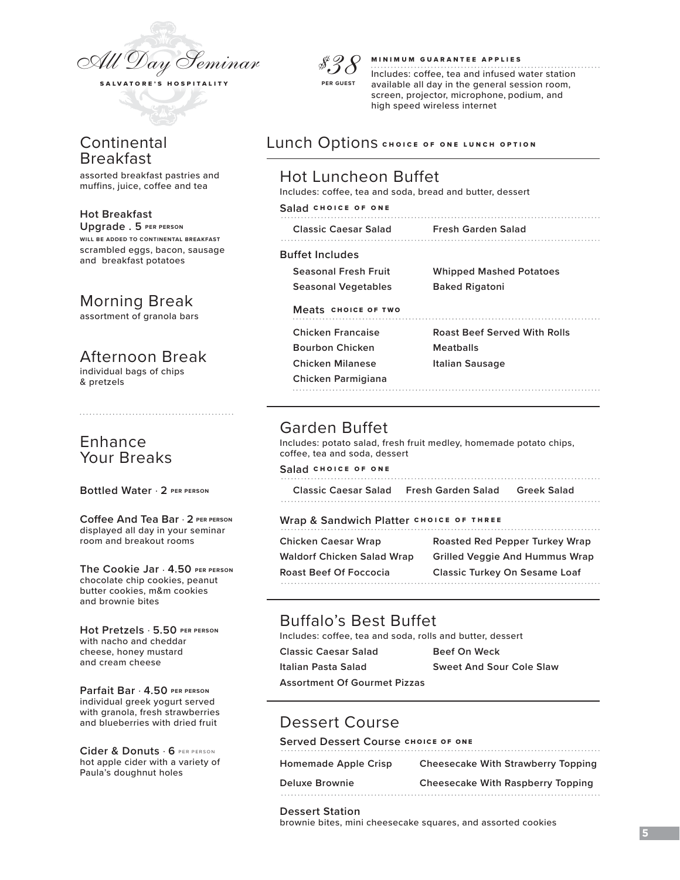# All Day Seminar

SALVATORE'S HOSPITALITY

**$38** PER GUEST

**MINIMUM GUARANTEE APPLIES**

Includes: coffee, tea and infused water station available all day in the general session room, screen, projector, microphone, podium, and high speed wireless internet

## Continental Breakfast

assorted breakfast pastries and muffins, juice, coffee and tea

**Hot Breakfast Upgrade . 5** PER PERSON

WILL BE ADDED TO CONTINENTAL BREAKFAST

scrambled eggs, bacon, sausage and breakfast potatoes

## Morning Break

assortment of granola bars

## Afternoon Break

individual bags of chips & pretzels

## Enhance Your Breaks

**Bottled Water · 2** PER PERSON

**Coffee And Tea Bar · 2** PER PERSON

displayed all day in your seminar room and breakout rooms

**The Cookie Jar · 4.50** PER PERSON

chocolate chip cookies, peanut butter cookies, m&m cookies and brownie bites

**Hot Pretzels · 5.50** PER PERSON

with nacho and cheddar cheese, honey mustard and cream cheese

**Parfait Bar · 4.50** PER PERSON

individual greek yogurt served with granola, fresh strawberries and blueberries with dried fruit

**Cider & Donuts · 6** PER PERSON

hot apple cider with a variety of Paula's doughnut holes

## Lunch Options CHOICE OF ONE LUNCH OPTION

### Hot Luncheon Buffet

Includes: coffee, tea and soda, bread and butter, dessert

**Salad** CHOICE OF ONE

- Classic Caesar Salad
- Fresh Garden Salad

**Buffet Includes**

- Seasonal Fresh Fruit
- Seasonal Vegetables
- Whipped Mashed Potatoes
- Baked Rigatoni

**Meats** CHOICE OF TWO

- Chicken Francaise
- Bourbon Chicken
- Chicken Milanese
- Chicken Parmigiana
- Roast Beef Served With Rolls
- Meatballs
- Italian Sausage

### Garden Buffet

Includes: potato salad, fresh fruit medley, homemade potato chips, coffee, tea and soda, dessert

**Salad** CHOICE OF ONE

- Classic Caesar Salad
- Fresh Garden Salad
- Greek Salad

**Wrap & Sandwich Platter** CHOICE OF THREE

- Chicken Caesar Wrap
- Waldorf Chicken Salad Wrap
- Roast Beef Of Foccocia
- Roasted Red Pepper Turkey Wrap
- Grilled Veggie And Hummus Wrap
- Classic Turkey On Sesame Loaf

### Buffalo's Best Buffet

Includes: coffee, tea and soda, rolls and butter, dessert

- Classic Caesar Salad
- Italian Pasta Salad
- Assortment Of Gourmet Pizzas
- Beef On Weck
- Sweet And Sour Cole Slaw

### Dessert Course

**Served Dessert Course** CHOICE OF ONE

- Homemade Apple Crisp
- Deluxe Brownie
- Cheesecake With Strawberry Topping
- Cheesecake With Raspberry Topping

**Dessert Station**

brownie bites, mini cheesecake squares, and assorted cookies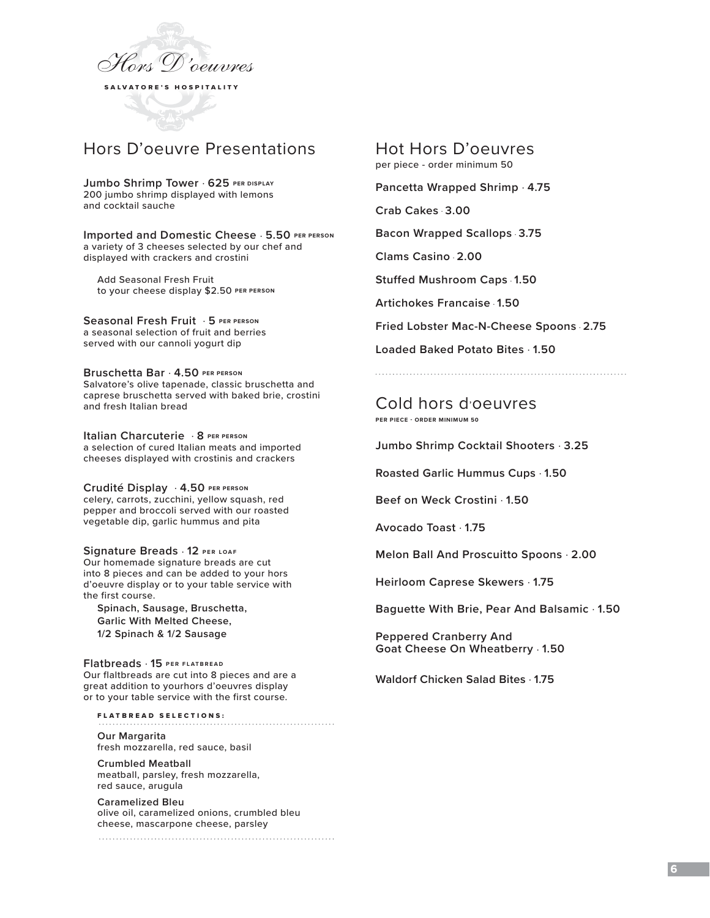# Hors D'oeuvres

SALVATORE'S HOSPITALITY

## Hors D'oeuvre Presentations

**Jumbo Shrimp Tower** · **625** PER DISPLAY
200 jumbo shrimp displayed with lemons and cocktail sauche

**Imported and Domestic Cheese** · **5.50** PER PERSON
a variety of 3 cheeses selected by our chef and displayed with crackers and crostini

Add Seasonal Fresh Fruit to your cheese display **$2.50** PER PERSON

**Seasonal Fresh Fruit** · **5** PER PERSON
a seasonal selection of fruit and berries served with our cannoli yogurt dip

**Bruschetta Bar** · **4.50** PER PERSON
Salvatore's olive tapenade, classic bruschetta and caprese bruschetta served with baked brie, crostini and fresh Italian bread

**Italian Charcuterie** · **8** PER PERSON
a selection of cured Italian meats and imported cheeses displayed with crostinis and crackers

**Crudité Display** · **4.50** PER PERSON
celery, carrots, zucchini, yellow squash, red pepper and broccoli served with our roasted vegetable dip, garlic hummus and pita

**Signature Breads** · **12** PER LOAF
Our homemade signature breads are cut into 8 pieces and can be added to your hors d'oeuvre display or to your table service with the first course.

**Spinach, Sausage, Bruschetta, Garlic With Melted Cheese, 1/2 Spinach & 1/2 Sausage**

**Flatbreads** · **15** PER FLATBREAD
Our flaltbreads are cut into 8 pieces and are a great addition to yourhors d'oeuvres display or to your table service with the first course.

FLATBREAD SELECTIONS:

**Our Margarita**
fresh mozzarella, red sauce, basil

**Crumbled Meatball**
meatball, parsley, fresh mozzarella, red sauce, arugula

**Caramelized Bleu**
olive oil, caramelized onions, crumbled bleu cheese, mascarpone cheese, parsley

## Hot Hors D'oeuvres

per piece - order minimum 50

**Pancetta Wrapped Shrimp** · **4.75**

**Crab Cakes** · **3.00**

**Bacon Wrapped Scallops** · **3.75**

**Clams Casino** · **2.00**

**Stuffed Mushroom Caps** · **1.50**

**Artichokes Francaise** · **1.50**

**Fried Lobster Mac-N-Cheese Spoons** · **2.75**

**Loaded Baked Potato Bites** · **1.50**

## Cold hors d'oeuvres

PER PIECE - ORDER MINIMUM 50

**Jumbo Shrimp Cocktail Shooters** · **3.25**

**Roasted Garlic Hummus Cups** · **1.50**

**Beef on Weck Crostini** · **1.50**

**Avocado Toast** · **1.75**

**Melon Ball And Proscuitto Spoons** · **2.00**

**Heirloom Caprese Skewers** · **1.75**

**Baguette With Brie, Pear And Balsamic** · **1.50**

**Peppered Cranberry And Goat Cheese On Wheatberry** · **1.50**

**Waldorf Chicken Salad Bites** · **1.75**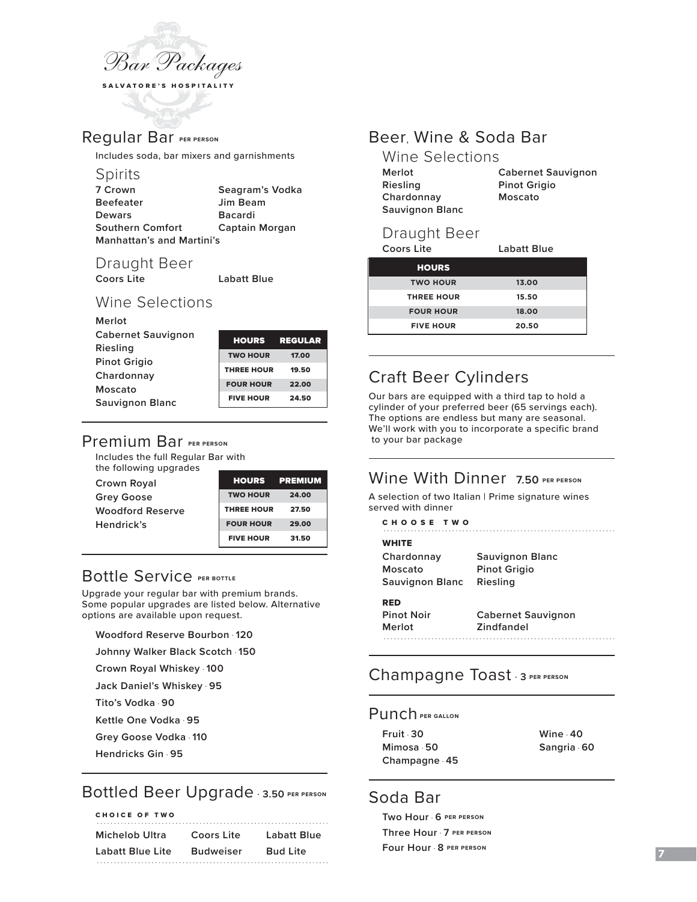# Bar Packages

SALVATORE'S HOSPITALITY

## Regular Bar PER PERSON

Includes soda, bar mixers and garnishments

### Spirits

**7 Crown** | **Seagram's Vodka**
**Beefeater** | **Jim Beam**
**Dewars** | **Bacardi**
**Southern Comfort** | **Captain Morgan**
**Manhattan's and Martini's**

### Draught Beer

**Coors Lite** | **Labatt Blue**

### Wine Selections

**Merlot**
**Cabernet Sauvignon**
**Riesling**
**Pinot Grigio**
**Chardonnay**
**Moscato**
**Sauvignon Blanc**

| HOURS | REGULAR |
|---|---|
| TWO HOUR | 17.00 |
| THREE HOUR | 19.50 |
| FOUR HOUR | 22.00 |
| FIVE HOUR | 24.50 |

## Premium Bar PER PERSON

Includes the full Regular Bar with the following upgrades

**Crown Royal**
**Grey Goose**
**Woodford Reserve**
**Hendrick's**

| HOURS | PREMIUM |
|---|---|
| TWO HOUR | 24.00 |
| THREE HOUR | 27.50 |
| FOUR HOUR | 29.00 |
| FIVE HOUR | 31.50 |

## Bottle Service PER BOTTLE

Upgrade your regular bar with premium brands. Some popular upgrades are listed below. Alternative options are available upon request.

**Woodford Reserve Bourbon · 120**
**Johnny Walker Black Scotch · 150**
**Crown Royal Whiskey · 100**
**Jack Daniel's Whiskey · 95**
**Tito's Vodka · 90**
**Kettle One Vodka · 95**
**Grey Goose Vodka · 110**
**Hendricks Gin · 95**

## Bottled Beer Upgrade · 3.50 PER PERSON

CHOICE OF TWO

**Michelob Ultra** | **Coors Lite** | **Labatt Blue**
**Labatt Blue Lite** | **Budweiser** | **Bud Lite**

## Beer, Wine & Soda Bar

### Wine Selections

**Merlot** | **Cabernet Sauvignon**
**Riesling** | **Pinot Grigio**
**Chardonnay** | **Moscato**
**Sauvignon Blanc**

### Draught Beer

**Coors Lite** | **Labatt Blue**

| HOURS | |
|---|---|
| TWO HOUR | 13.00 |
| THREE HOUR | 15.50 |
| FOUR HOUR | 18.00 |
| FIVE HOUR | 20.50 |

## Craft Beer Cylinders

Our bars are equipped with a third tap to hold a cylinder of your preferred beer (65 servings each). The options are endless but many are seasonal. We'll work with you to incorporate a specific brand to your bar package

## Wine With Dinner 7.50 PER PERSON

A selection of two Italian | Prime signature wines served with dinner

CHOOSE TWO

**WHITE**

**Chardonnay** | **Sauvignon Blanc**
**Moscato** | **Pinot Grigio**
**Sauvignon Blanc** | **Riesling**

**RED**

**Pinot Noir** | **Cabernet Sauvignon**
**Merlot** | **Zindfandel**

## Champagne Toast · 3 PER PERSON

## Punch PER GALLON

**Fruit · 30**
**Mimosa · 50**
**Champagne · 45**
**Wine · 40**
**Sangria · 60**

## Soda Bar

**Two Hour · 6** PER PERSON
**Three Hour · 7** PER PERSON
**Four Hour · 8** PER PERSON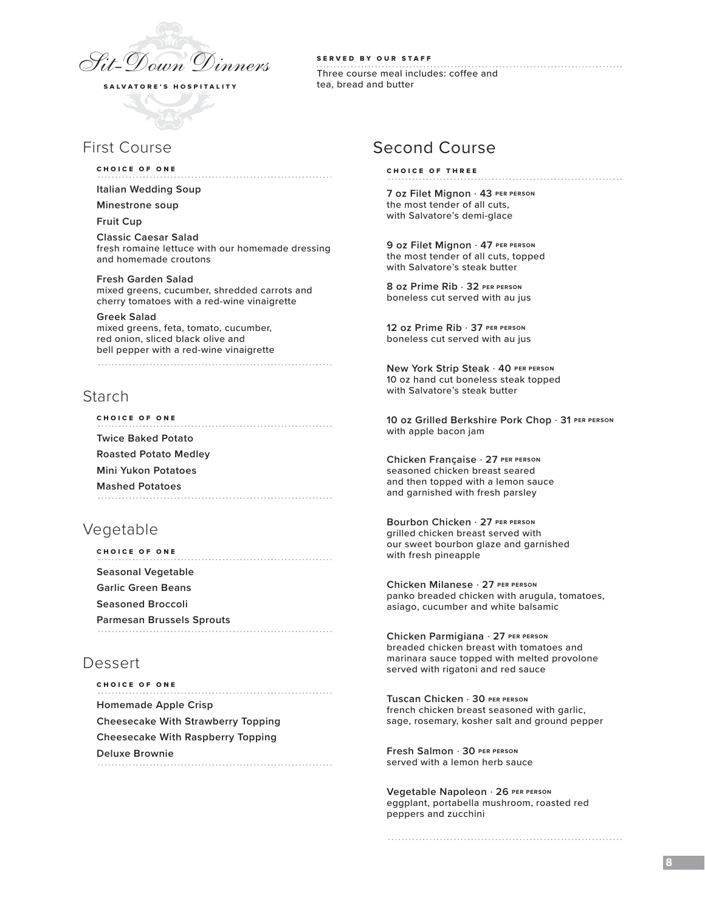# Sit-Down Dinners

SALVATORE'S HOSPITALITY

**SERVED BY OUR STAFF**

Three course meal includes: coffee and tea, bread and butter

## First Course

**CHOICE OF ONE**

**Italian Wedding Soup**

**Minestrone soup**

**Fruit Cup**

**Classic Caesar Salad**
fresh romaine lettuce with our homemade dressing and homemade croutons

**Fresh Garden Salad**
mixed greens, cucumber, shredded carrots and cherry tomatoes with a red-wine vinaigrette

**Greek Salad**
mixed greens, feta, tomato, cucumber, red onion, sliced black olive and bell pepper with a red-wine vinaigrette

## Starch

**CHOICE OF ONE**

**Twice Baked Potato**

**Roasted Potato Medley**

**Mini Yukon Potatoes**

**Mashed Potatoes**

## Vegetable

**CHOICE OF ONE**

**Seasonal Vegetable**

**Garlic Green Beans**

**Seasoned Broccoli**

**Parmesan Brussels Sprouts**

## Dessert

**CHOICE OF ONE**

**Homemade Apple Crisp**

**Cheesecake With Strawberry Topping**

**Cheesecake With Raspberry Topping**

**Deluxe Brownie**

## Second Course

**CHOICE OF THREE**

**7 oz Filet Mignon · 43 PER PERSON**
the most tender of all cuts, with Salvatore's demi-glace

**9 oz Filet Mignon · 47 PER PERSON**
the most tender of all cuts, topped with Salvatore's steak butter

**8 oz Prime Rib · 32 PER PERSON**
boneless cut served with au jus

**12 oz Prime Rib · 37 PER PERSON**
boneless cut served with au jus

**New York Strip Steak · 40 PER PERSON**
10 oz hand cut boneless steak topped with Salvatore's steak butter

**10 oz Grilled Berkshire Pork Chop · 31 PER PERSON**
with apple bacon jam

**Chicken Française · 27 PER PERSON**
seasoned chicken breast seared and then topped with a lemon sauce and garnished with fresh parsley

**Bourbon Chicken · 27 PER PERSON**
grilled chicken breast served with our sweet bourbon glaze and garnished with fresh pineapple

**Chicken Milanese · 27 PER PERSON**
panko breaded chicken with arugula, tomatoes, asiago, cucumber and white balsamic

**Chicken Parmigiana · 27 PER PERSON**
breaded chicken breast with tomatoes and marinara sauce topped with melted provolone served with rigatoni and red sauce

**Tuscan Chicken · 30 PER PERSON**
french chicken breast seasoned with garlic, sage, rosemary, kosher salt and ground pepper

**Fresh Salmon · 30 PER PERSON**
served with a lemon herb sauce

**Vegetable Napoleon · 26 PER PERSON**
eggplant, portabella mushroom, roasted red peppers and zucchini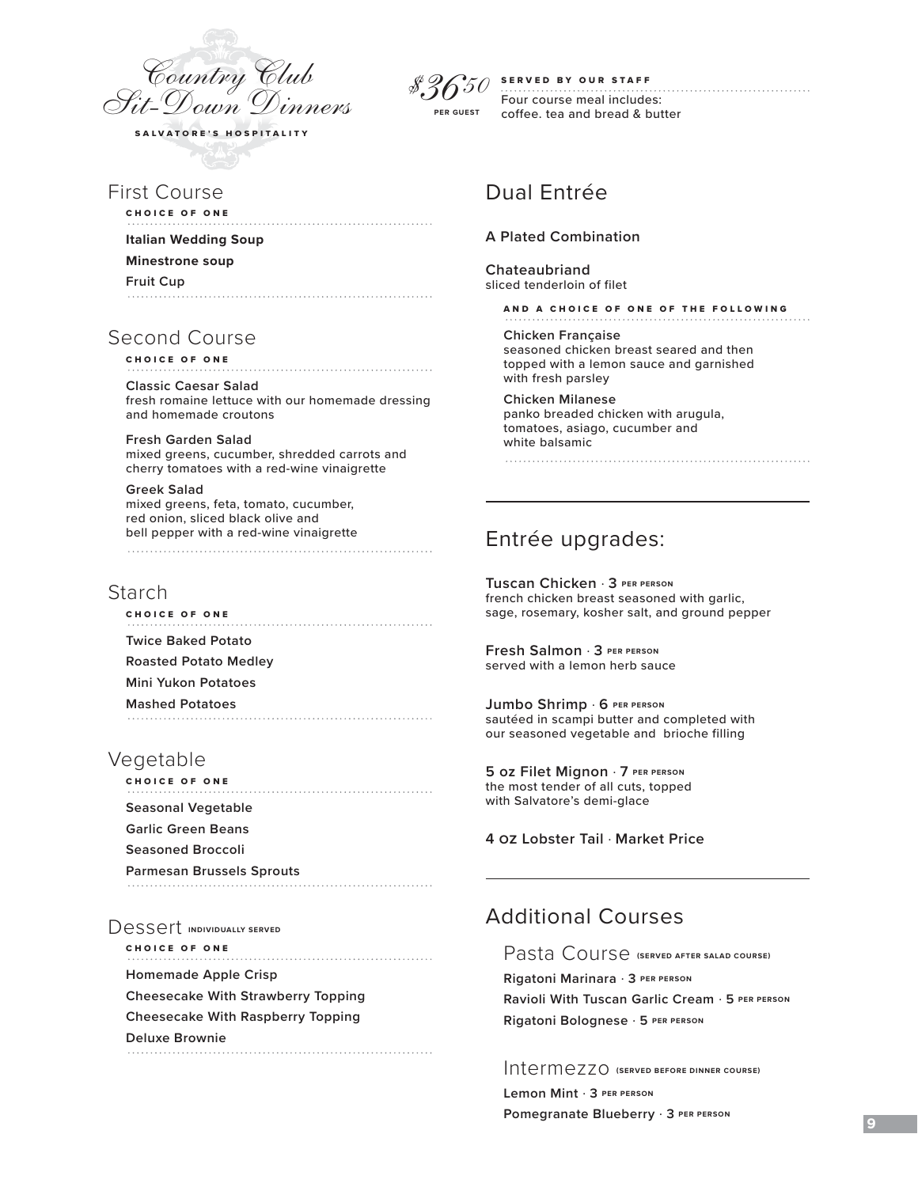# Country Club Sit-Down Dinners

SALVATORE'S HOSPITALITY

**$36.50** PER GUEST

**SERVED BY OUR STAFF**

Four course meal includes:
coffee. tea and bread & butter

## First Course

CHOICE OF ONE

**Italian Wedding Soup**

**Minestrone soup**

**Fruit Cup**

## Second Course

CHOICE OF ONE

**Classic Caesar Salad**
fresh romaine lettuce with our homemade dressing and homemade croutons

**Fresh Garden Salad**
mixed greens, cucumber, shredded carrots and cherry tomatoes with a red-wine vinaigrette

**Greek Salad**
mixed greens, feta, tomato, cucumber, red onion, sliced black olive and bell pepper with a red-wine vinaigrette

## Starch

CHOICE OF ONE

**Twice Baked Potato**

**Roasted Potato Medley**

**Mini Yukon Potatoes**

**Mashed Potatoes**

## Vegetable

CHOICE OF ONE

**Seasonal Vegetable**

**Garlic Green Beans**

**Seasoned Broccoli**

**Parmesan Brussels Sprouts**

## Dessert INDIVIDUALLY SERVED

CHOICE OF ONE

**Homemade Apple Crisp**

**Cheesecake With Strawberry Topping**

**Cheesecake With Raspberry Topping**

**Deluxe Brownie**

## Dual Entrée

**A Plated Combination**

**Chateaubriand**
sliced tenderloin of filet

AND A CHOICE OF ONE OF THE FOLLOWING

**Chicken Française**
seasoned chicken breast seared and then topped with a lemon sauce and garnished with fresh parsley

**Chicken Milanese**
panko breaded chicken with arugula, tomatoes, asiago, cucumber and white balsamic

## Entrée upgrades:

**Tuscan Chicken · 3** PER PERSON
french chicken breast seasoned with garlic, sage, rosemary, kosher salt, and ground pepper

**Fresh Salmon · 3** PER PERSON
served with a lemon herb sauce

**Jumbo Shrimp · 6** PER PERSON
sautéed in scampi butter and completed with our seasoned vegetable and brioche filling

**5 oz Filet Mignon · 7** PER PERSON
the most tender of all cuts, topped with Salvatore's demi-glace

**4 OZ Lobster Tail · Market Price**

## Additional Courses

### Pasta Course (SERVED AFTER SALAD COURSE)

**Rigatoni Marinara · 3** PER PERSON

**Ravioli With Tuscan Garlic Cream · 5** PER PERSON

**Rigatoni Bolognese · 5** PER PERSON

### Intermezzo (SERVED BEFORE DINNER COURSE)

**Lemon Mint · 3** PER PERSON

**Pomegranate Blueberry · 3** PER PERSON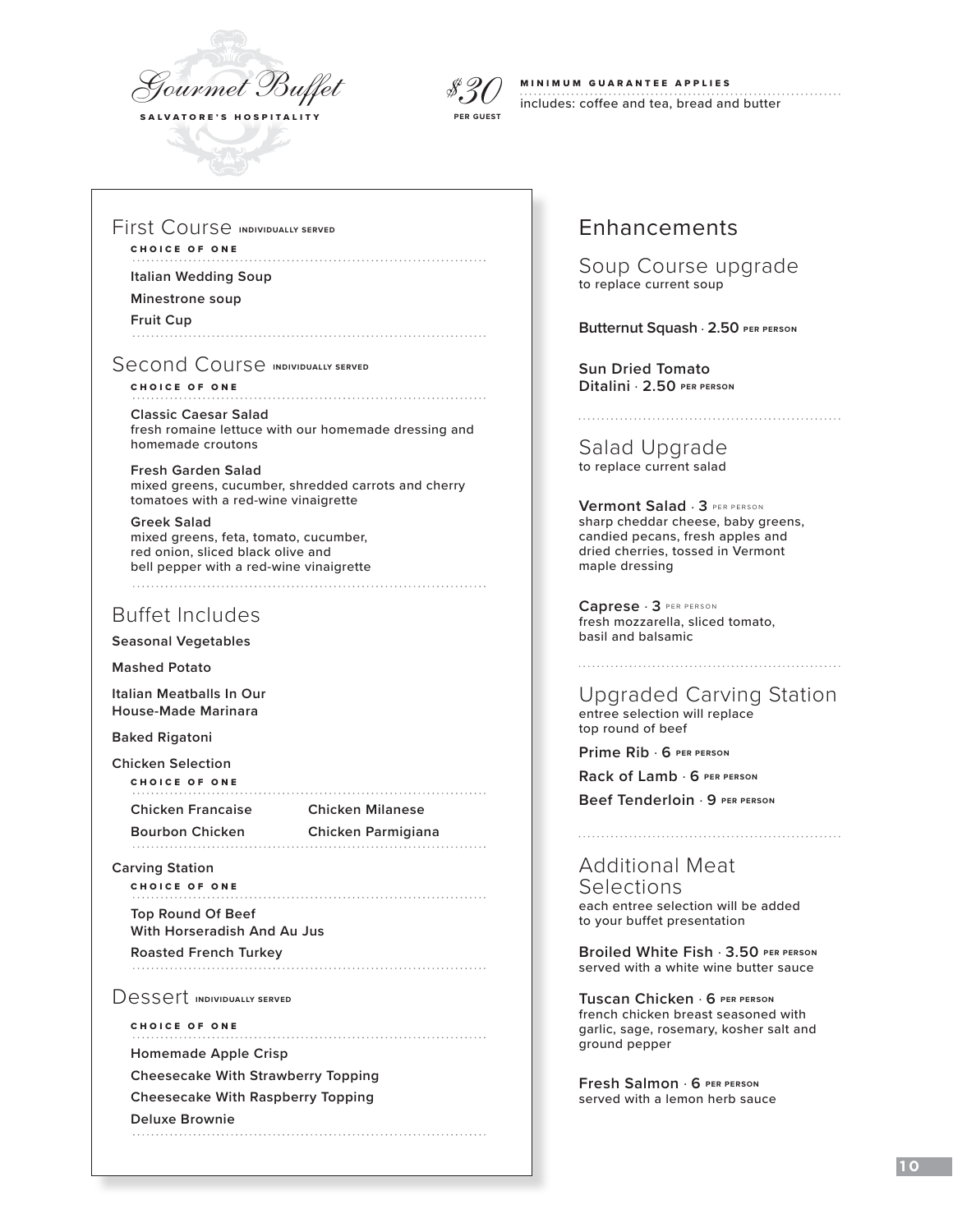# Gourmet Buffet

**SALVATORE'S HOSPITALITY**

*$30* PER GUEST

**MINIMUM GUARANTEE APPLIES**

includes: coffee and tea, bread and butter

## First Course INDIVIDUALLY SERVED

**CHOICE OF ONE**

- **Italian Wedding Soup**
- **Minestrone soup**
- **Fruit Cup**

## Second Course INDIVIDUALLY SERVED

**CHOICE OF ONE**

**Classic Caesar Salad**
fresh romaine lettuce with our homemade dressing and homemade croutons

**Fresh Garden Salad**
mixed greens, cucumber, shredded carrots and cherry tomatoes with a red-wine vinaigrette

**Greek Salad**
mixed greens, feta, tomato, cucumber, red onion, sliced black olive and bell pepper with a red-wine vinaigrette

## Buffet Includes

**Seasonal Vegetables**

**Mashed Potato**

**Italian Meatballs In Our House-Made Marinara**

**Baked Rigatoni**

**Chicken Selection**

**CHOICE OF ONE**

- **Chicken Francaise**
- **Chicken Milanese**
- **Bourbon Chicken**
- **Chicken Parmigiana**

**Carving Station**

**CHOICE OF ONE**

- **Top Round Of Beef With Horseradish And Au Jus**
- **Roasted French Turkey**

## Dessert INDIVIDUALLY SERVED

**CHOICE OF ONE**

- **Homemade Apple Crisp**
- **Cheesecake With Strawberry Topping**
- **Cheesecake With Raspberry Topping**
- **Deluxe Brownie**

## Enhancements

### Soup Course upgrade

to replace current soup

**Butternut Squash** · **2.50** PER PERSON

**Sun Dried Tomato Ditalini** · **2.50** PER PERSON

### Salad Upgrade

to replace current salad

**Vermont Salad** · **3** PER PERSON
sharp cheddar cheese, baby greens, candied pecans, fresh apples and dried cherries, tossed in Vermont maple dressing

**Caprese** · **3** PER PERSON
fresh mozzarella, sliced tomato, basil and balsamic

### Upgraded Carving Station

entree selection will replace top round of beef

**Prime Rib** · **6** PER PERSON

**Rack of Lamb** · **6** PER PERSON

**Beef Tenderloin** · **9** PER PERSON

### Additional Meat Selections

each entree selection will be added to your buffet presentation

**Broiled White Fish** · **3.50** PER PERSON
served with a white wine butter sauce

**Tuscan Chicken** · **6** PER PERSON
french chicken breast seasoned with garlic, sage, rosemary, kosher salt and ground pepper

**Fresh Salmon** · **6** PER PERSON
served with a lemon herb sauce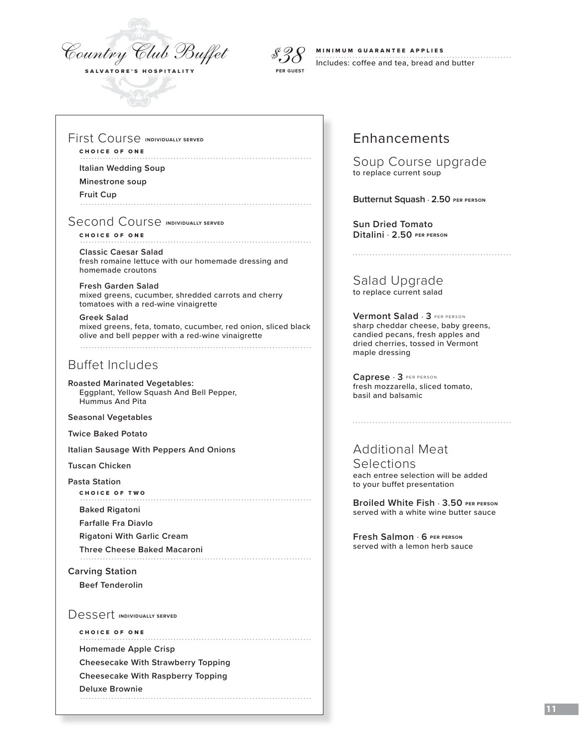# Country Club Buffet

**SALVATORE'S HOSPITALITY**

$38 PER GUEST

**MINIMUM GUARANTEE APPLIES**

Includes: coffee and tea, bread and butter

## First Course INDIVIDUALLY SERVED

**CHOICE OF ONE**

**Italian Wedding Soup**

**Minestrone soup**

**Fruit Cup**

## Second Course INDIVIDUALLY SERVED

**CHOICE OF ONE**

**Classic Caesar Salad**
fresh romaine lettuce with our homemade dressing and homemade croutons

**Fresh Garden Salad**
mixed greens, cucumber, shredded carrots and cherry tomatoes with a red-wine vinaigrette

**Greek Salad**
mixed greens, feta, tomato, cucumber, red onion, sliced black olive and bell pepper with a red-wine vinaigrette

## Buffet Includes

**Roasted Marinated Vegetables:**
Eggplant, Yellow Squash And Bell Pepper, Hummus And Pita

**Seasonal Vegetables**

**Twice Baked Potato**

**Italian Sausage With Peppers And Onions**

**Tuscan Chicken**

**Pasta Station**

**CHOICE OF TWO**

**Baked Rigatoni**

**Farfalle Fra Diavlo**

**Rigatoni With Garlic Cream**

**Three Cheese Baked Macaroni**

**Carving Station**

**Beef Tenderolin**

## Dessert INDIVIDUALLY SERVED

**CHOICE OF ONE**

**Homemade Apple Crisp**

**Cheesecake With Strawberry Topping**

**Cheesecake With Raspberry Topping**

**Deluxe Brownie**

## Enhancements

### Soup Course upgrade
to replace current soup

**Butternut Squash · 2.50** PER PERSON

**Sun Dried Tomato Ditalini · 2.50** PER PERSON

### Salad Upgrade
to replace current salad

**Vermont Salad · 3** PER PERSON
sharp cheddar cheese, baby greens, candied pecans, fresh apples and dried cherries, tossed in Vermont maple dressing

**Caprese · 3** PER PERSON
fresh mozzarella, sliced tomato, basil and balsamic

### Additional Meat Selections
each entree selection will be added to your buffet presentation

**Broiled White Fish · 3.50** PER PERSON
served with a white wine butter sauce

**Fresh Salmon · 6** PER PERSON
served with a lemon herb sauce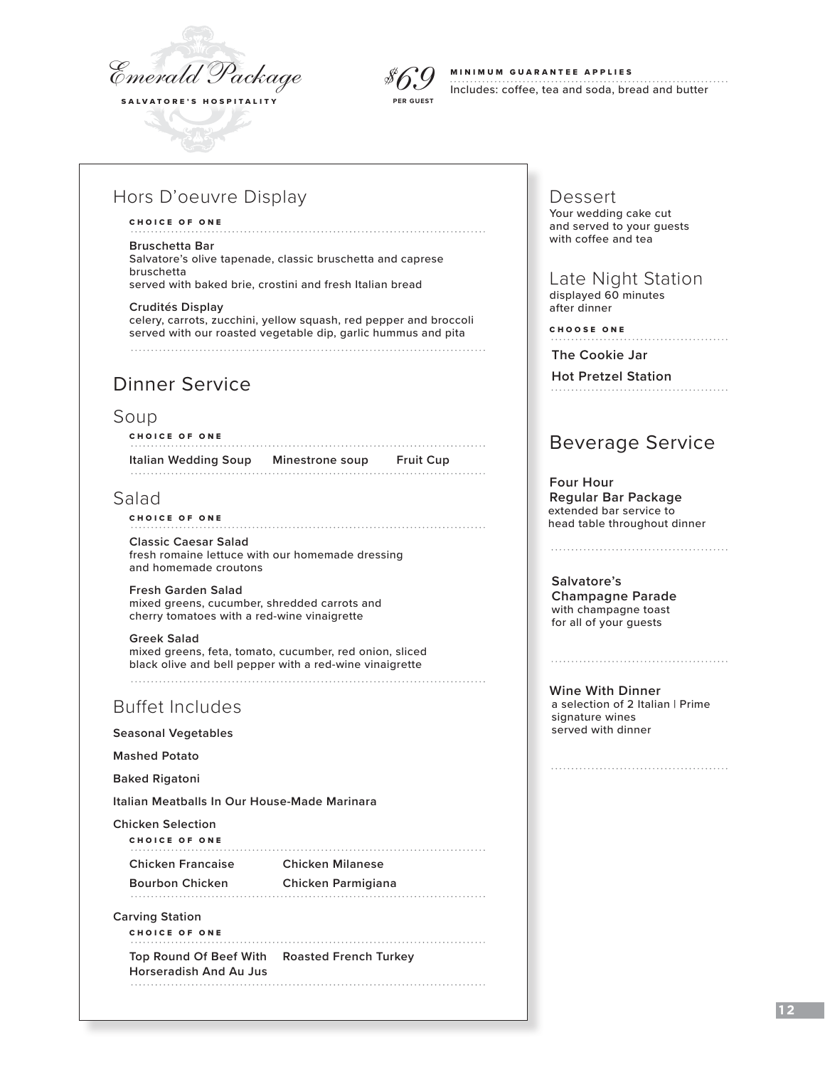# Emerald Package

**SALVATORE'S HOSPITALITY**

**$69** PER GUEST

**MINIMUM GUARANTEE APPLIES**

Includes: coffee, tea and soda, bread and butter

## Hors D'oeuvre Display

**CHOICE OF ONE**

**Bruschetta Bar**
Salvatore's olive tapenade, classic bruschetta and caprese bruschetta
served with baked brie, crostini and fresh Italian bread

**Crudités Display**
celery, carrots, zucchini, yellow squash, red pepper and broccoli served with our roasted vegetable dip, garlic hummus and pita

## Dinner Service

### Soup

**CHOICE OF ONE**

**Italian Wedding Soup** | **Minestrone soup** | **Fruit Cup**

### Salad

**CHOICE OF ONE**

**Classic Caesar Salad**
fresh romaine lettuce with our homemade dressing and homemade croutons

**Fresh Garden Salad**
mixed greens, cucumber, shredded carrots and cherry tomatoes with a red-wine vinaigrette

**Greek Salad**
mixed greens, feta, tomato, cucumber, red onion, sliced black olive and bell pepper with a red-wine vinaigrette

### Buffet Includes

**Seasonal Vegetables**

**Mashed Potato**

**Baked Rigatoni**

**Italian Meatballs In Our House-Made Marinara**

**Chicken Selection**

**CHOICE OF ONE**

- **Chicken Francaise**
- **Chicken Milanese**
- **Bourbon Chicken**
- **Chicken Parmigiana**

**Carving Station**

**CHOICE OF ONE**

- **Top Round Of Beef With Horseradish And Au Jus**
- **Roasted French Turkey**

## Dessert

Your wedding cake cut and served to your guests with coffee and tea

## Late Night Station

displayed 60 minutes after dinner

**CHOOSE ONE**

- **The Cookie Jar**
- **Hot Pretzel Station**

## Beverage Service

**Four Hour Regular Bar Package**
extended bar service to head table throughout dinner

**Salvatore's Champagne Parade**
with champagne toast for all of your guests

**Wine With Dinner**
a selection of 2 Italian | Prime signature wines served with dinner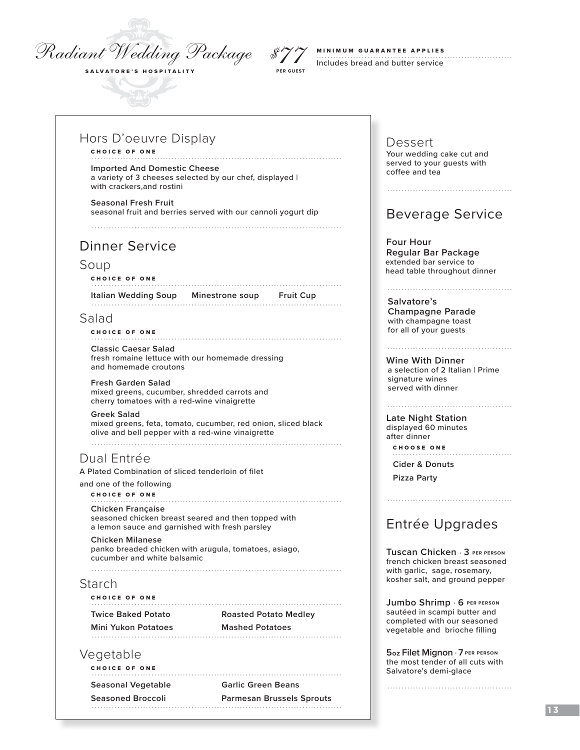# Radiant Wedding Package

SALVATORE'S HOSPITALITY

**$77** PER GUEST

**MINIMUM GUARANTEE APPLIES**

Includes bread and butter service

## Hors D'oeuvre Display

**CHOICE OF ONE**

**Imported And Domestic Cheese**
a variety of 3 cheeses selected by our chef, displayed | with crackers,and rostini

**Seasonal Fresh Fruit**
seasonal fruit and berries served with our cannoli yogurt dip

## Dinner Service

### Soup

**CHOICE OF ONE**

**Italian Wedding Soup** · **Minestrone soup** · **Fruit Cup**

### Salad

**CHOICE OF ONE**

**Classic Caesar Salad**
fresh romaine lettuce with our homemade dressing and homemade croutons

**Fresh Garden Salad**
mixed greens, cucumber, shredded carrots and cherry tomatoes with a red-wine vinaigrette

**Greek Salad**
mixed greens, feta, tomato, cucumber, red onion, sliced black olive and bell pepper with a red-wine vinaigrette

### Dual Entrée

A Plated Combination of sliced tenderloin of filet

and one of the following

**CHOICE OF ONE**

**Chicken Française**
seasoned chicken breast seared and then topped with a lemon sauce and garnished with fresh parsley

**Chicken Milanese**
panko breaded chicken with arugula, tomatoes, asiago, cucumber and white balsamic

### Starch

**CHOICE OF ONE**

- **Twice Baked Potato**
- **Roasted Potato Medley**
- **Mini Yukon Potatoes**
- **Mashed Potatoes**

### Vegetable

**CHOICE OF ONE**

- **Seasonal Vegetable**
- **Garlic Green Beans**
- **Seasoned Broccoli**
- **Parmesan Brussels Sprouts**

## Dessert

Your wedding cake cut and served to your guests with coffee and tea

## Beverage Service

**Four Hour Regular Bar Package**
extended bar service to head table throughout dinner

**Salvatore's Champagne Parade**
with champagne toast for all of your guests

**Wine With Dinner**
a selection of 2 Italian | Prime signature wines served with dinner

**Late Night Station**
displayed 60 minutes after dinner

**CHOOSE ONE**

- **Cider & Donuts**
- **Pizza Party**

## Entrée Upgrades

**Tuscan Chicken · 3** PER PERSON
french chicken breast seasoned with garlic, sage, rosemary, kosher salt, and ground pepper

**Jumbo Shrimp · 6** PER PERSON
sautéed in scampi butter and completed with our seasoned vegetable and brioche filling

**5oz Filet Mignon · 7** PER PERSON
the most tender of all cuts with Salvatore's demi-glace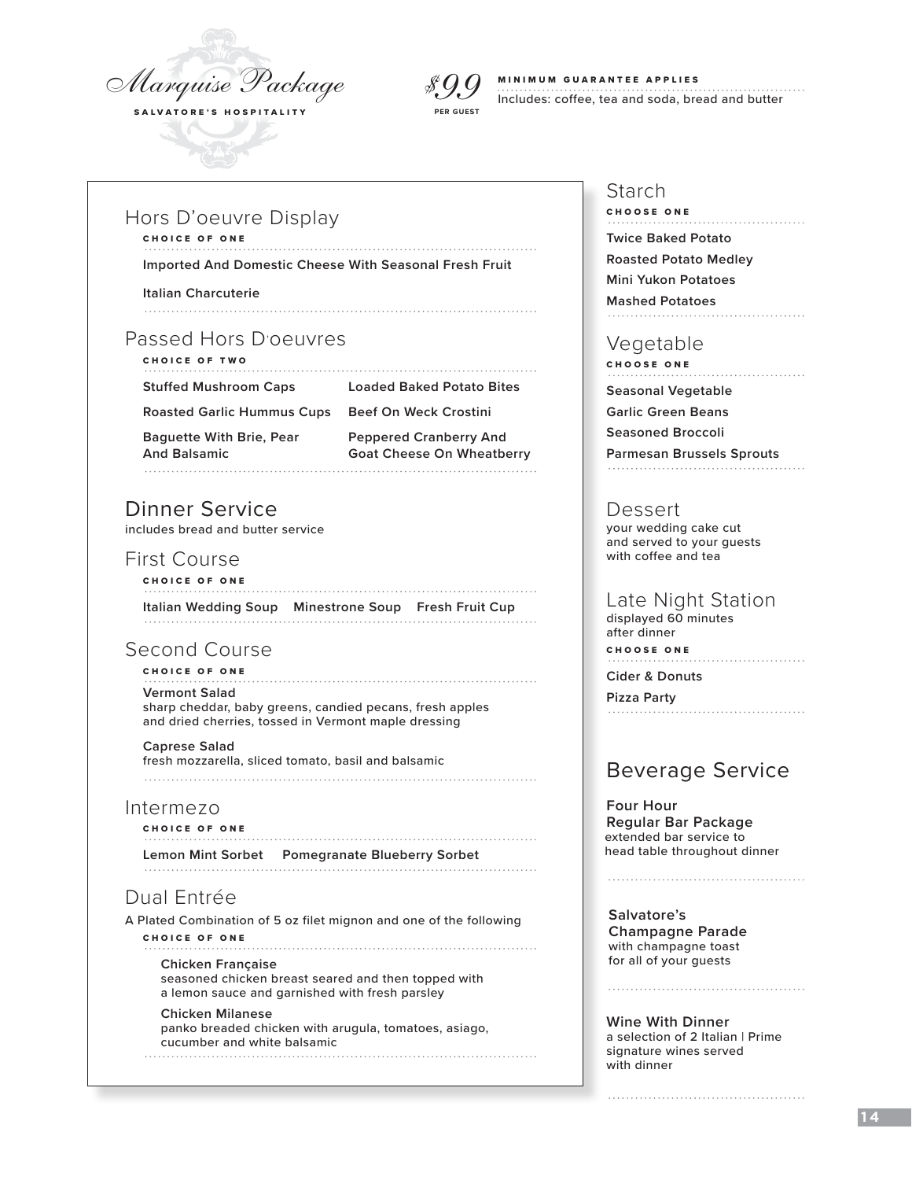# Marquise Package

SALVATORE'S HOSPITALITY

**$99** PER GUEST

MINIMUM GUARANTEE APPLIES
Includes: coffee, tea and soda, bread and butter

## Hors D'oeuvre Display

CHOICE OF ONE

**Imported And Domestic Cheese With Seasonal Fresh Fruit**

**Italian Charcuterie**

## Passed Hors D'oeuvres

CHOICE OF TWO

**Stuffed Mushroom Caps**

**Loaded Baked Potato Bites**

**Roasted Garlic Hummus Cups**

**Beef On Weck Crostini**

**Baguette With Brie, Pear And Balsamic**

**Peppered Cranberry And Goat Cheese On Wheatberry**

## Dinner Service

includes bread and butter service

### First Course

CHOICE OF ONE

**Italian Wedding Soup** **Minestrone Soup** **Fresh Fruit Cup**

### Second Course

CHOICE OF ONE

**Vermont Salad**
sharp cheddar, baby greens, candied pecans, fresh apples and dried cherries, tossed in Vermont maple dressing

**Caprese Salad**
fresh mozzarella, sliced tomato, basil and balsamic

### Intermezo

CHOICE OF ONE

**Lemon Mint Sorbet** **Pomegranate Blueberry Sorbet**

### Dual Entrée

A Plated Combination of 5 oz filet mignon and one of the following

CHOICE OF ONE

**Chicken Française**
seasoned chicken breast seared and then topped with a lemon sauce and garnished with fresh parsley

**Chicken Milanese**
panko breaded chicken with arugula, tomatoes, asiago, cucumber and white balsamic

## Starch

CHOOSE ONE

**Twice Baked Potato**

**Roasted Potato Medley**

**Mini Yukon Potatoes**

**Mashed Potatoes**

## Vegetable

CHOOSE ONE

**Seasonal Vegetable**

**Garlic Green Beans**

**Seasoned Broccoli**

**Parmesan Brussels Sprouts**

## Dessert

your wedding cake cut and served to your guests with coffee and tea

## Late Night Station

displayed 60 minutes after dinner

CHOOSE ONE

**Cider & Donuts**

**Pizza Party**

## Beverage Service

**Four Hour Regular Bar Package**
extended bar service to head table throughout dinner

**Salvatore's Champagne Parade**
with champagne toast for all of your guests

**Wine With Dinner**
a selection of 2 Italian | Prime signature wines served with dinner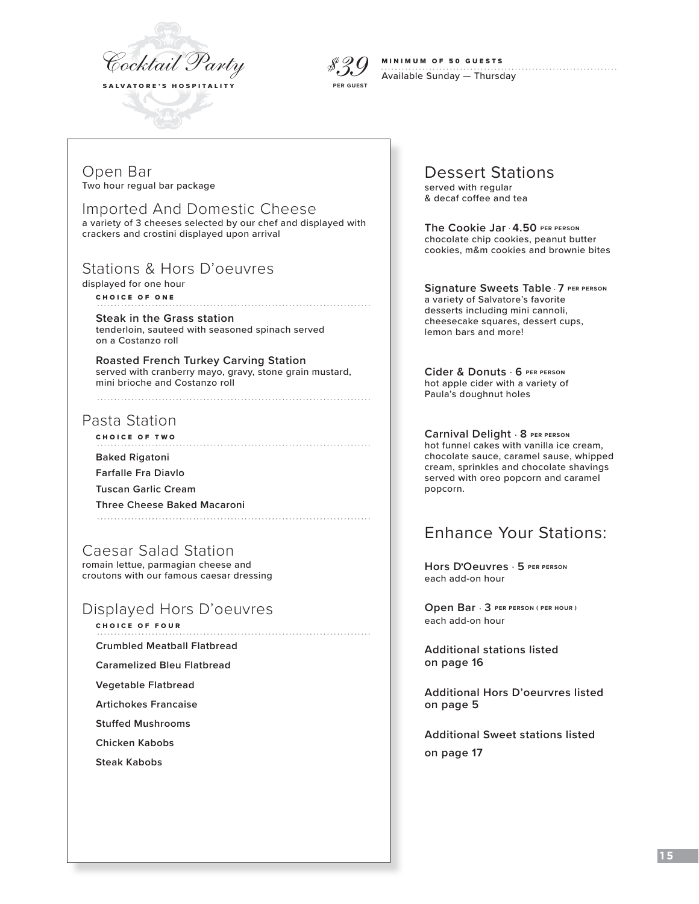# Cocktail Party

**SALVATORE'S HOSPITALITY**

*$39* PER GUEST

**MINIMUM OF 50 GUESTS**
Available Sunday — Thursday

## Open Bar

Two hour regual bar package

## Imported And Domestic Cheese

a variety of 3 cheeses selected by our chef and displayed with crackers and crostini displayed upon arrival

## Stations & Hors D'oeuvres

displayed for one hour

**CHOICE OF ONE**

**Steak in the Grass station**
tenderloin, sauteed with seasoned spinach served on a Costanzo roll

**Roasted French Turkey Carving Station**
served with cranberry mayo, gravy, stone grain mustard, mini brioche and Costanzo roll

## Pasta Station

**CHOICE OF TWO**

**Baked Rigatoni**

**Farfalle Fra Diavlo**

**Tuscan Garlic Cream**

**Three Cheese Baked Macaroni**

## Caesar Salad Station

romain lettue, parmagian cheese and croutons with our famous caesar dressing

## Displayed Hors D'oeuvres

**CHOICE OF FOUR**

**Crumbled Meatball Flatbread**

**Caramelized Bleu Flatbread**

**Vegetable Flatbread**

**Artichokes Francaise**

**Stuffed Mushrooms**

**Chicken Kabobs**

**Steak Kabobs**

## Dessert Stations

served with regular & decaf coffee and tea

**The Cookie Jar · 4.50** PER PERSON
chocolate chip cookies, peanut butter cookies, m&m cookies and brownie bites

**Signature Sweets Table · 7** PER PERSON
a variety of Salvatore's favorite desserts including mini cannoli, cheesecake squares, dessert cups, lemon bars and more!

**Cider & Donuts · 6** PER PERSON
hot apple cider with a variety of Paula's doughnut holes

**Carnival Delight · 8** PER PERSON
hot funnel cakes with vanilla ice cream, chocolate sauce, caramel sause, whipped cream, sprinkles and chocolate shavings served with oreo popcorn and caramel popcorn.

## Enhance Your Stations:

**Hors D'Oeuvres · 5** PER PERSON
each add-on hour

**Open Bar · 3** PER PERSON ( PER HOUR )
each add-on hour

**Additional stations listed on page 16**

**Additional Hors D'oeurvres listed on page 5**

**Additional Sweet stations listed on page 17**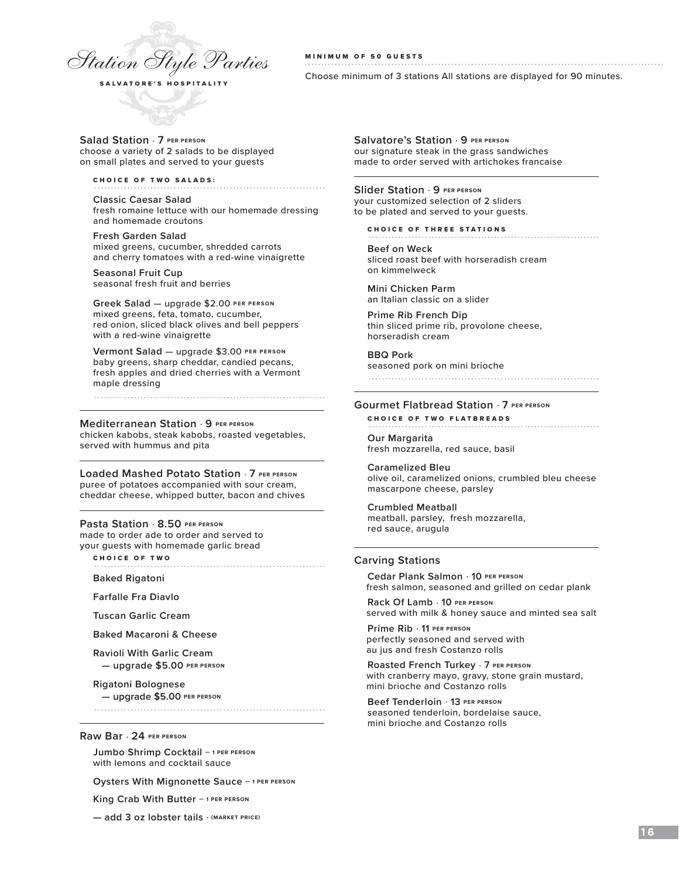# Station Style Parties

SALVATORE'S HOSPITALITY

MINIMUM OF 50 GUESTS

Choose minimum of 3 stations All stations are displayed for 90 minutes.

## Salad Station · 7 PER PERSON

choose a variety of 2 salads to be displayed on small plates and served to your guests

CHOICE OF TWO SALADS:

**Classic Caesar Salad**
fresh romaine lettuce with our homemade dressing and homemade croutons

**Fresh Garden Salad**
mixed greens, cucumber, shredded carrots and cherry tomatoes with a red-wine vinaigrette

**Seasonal Fruit Cup**
seasonal fresh fruit and berries

**Greek Salad** — upgrade $2.00 PER PERSON
mixed greens, feta, tomato, cucumber, red onion, sliced black olives and bell peppers with a red-wine vinaigrette

**Vermont Salad** — upgrade $3.00 PER PERSON
baby greens, sharp cheddar, candied pecans, fresh apples and dried cherries with a Vermont maple dressing

## Mediterranean Station · 9 PER PERSON

chicken kabobs, steak kabobs, roasted vegetables, served with hummus and pita

## Loaded Mashed Potato Station · 7 PER PERSON

puree of potatoes accompanied with sour cream, cheddar cheese, whipped butter, bacon and chives

## Pasta Station · 8.50 PER PERSON

made to order ade to order and served to your guests with homemade garlic bread

CHOICE OF TWO

**Baked Rigatoni**

**Farfalle Fra Diavlo**

**Tuscan Garlic Cream**

**Baked Macaroni & Cheese**

**Ravioli With Garlic Cream**
**— upgrade $5.00** PER PERSON

**Rigatoni Bolognese**
**— upgrade $5.00** PER PERSON

## Raw Bar · 24 PER PERSON

**Jumbo Shrimp Cocktail** – 1 PER PERSON
with lemons and cocktail sauce

**Oysters With Mignonette Sauce** – 1 PER PERSON

**King Crab With Butter** – 1 PER PERSON

**— add 3 oz lobster tails** · (MARKET PRICE)

## Salvatore's Station · 9 PER PERSON

our signature steak in the grass sandwiches made to order served with artichokes francaise

## Slider Station · 9 PER PERSON

your customized selection of 2 sliders to be plated and served to your guests.

CHOICE OF THREE STATIONS

**Beef on Weck**
sliced roast beef with horseradish cream on kimmelweck

**Mini Chicken Parm**
an Italian classic on a slider

**Prime Rib French Dip**
thin sliced prime rib, provolone cheese, horseradish cream

**BBQ Pork**
seasoned pork on mini brioche

## Gourmet Flatbread Station · 7 PER PERSON

CHOICE OF TWO FLATBREADS

**Our Margarita**
fresh mozzarella, red sauce, basil

**Caramelized Bleu**
olive oil, caramelized onions, crumbled bleu cheese mascarpone cheese, parsley

**Crumbled Meatball**
meatball, parsley, fresh mozzarella, red sauce, arugula

## Carving Stations

**Cedar Plank Salmon** · 10 PER PERSON
fresh salmon, seasoned and grilled on cedar plank

**Rack Of Lamb** · 10 PER PERSON
served with milk & honey sauce and minted sea salt

**Prime Rib** · 11 PER PERSON
perfectly seasoned and served with au jus and fresh Costanzo rolls

**Roasted French Turkey** · 7 PER PERSON
with cranberry mayo, gravy, stone grain mustard, mini brioche and Costanzo rolls

**Beef Tenderloin** · 13 PER PERSON
seasoned tenderloin, bordelaise sauce, mini brioche and Costanzo rolls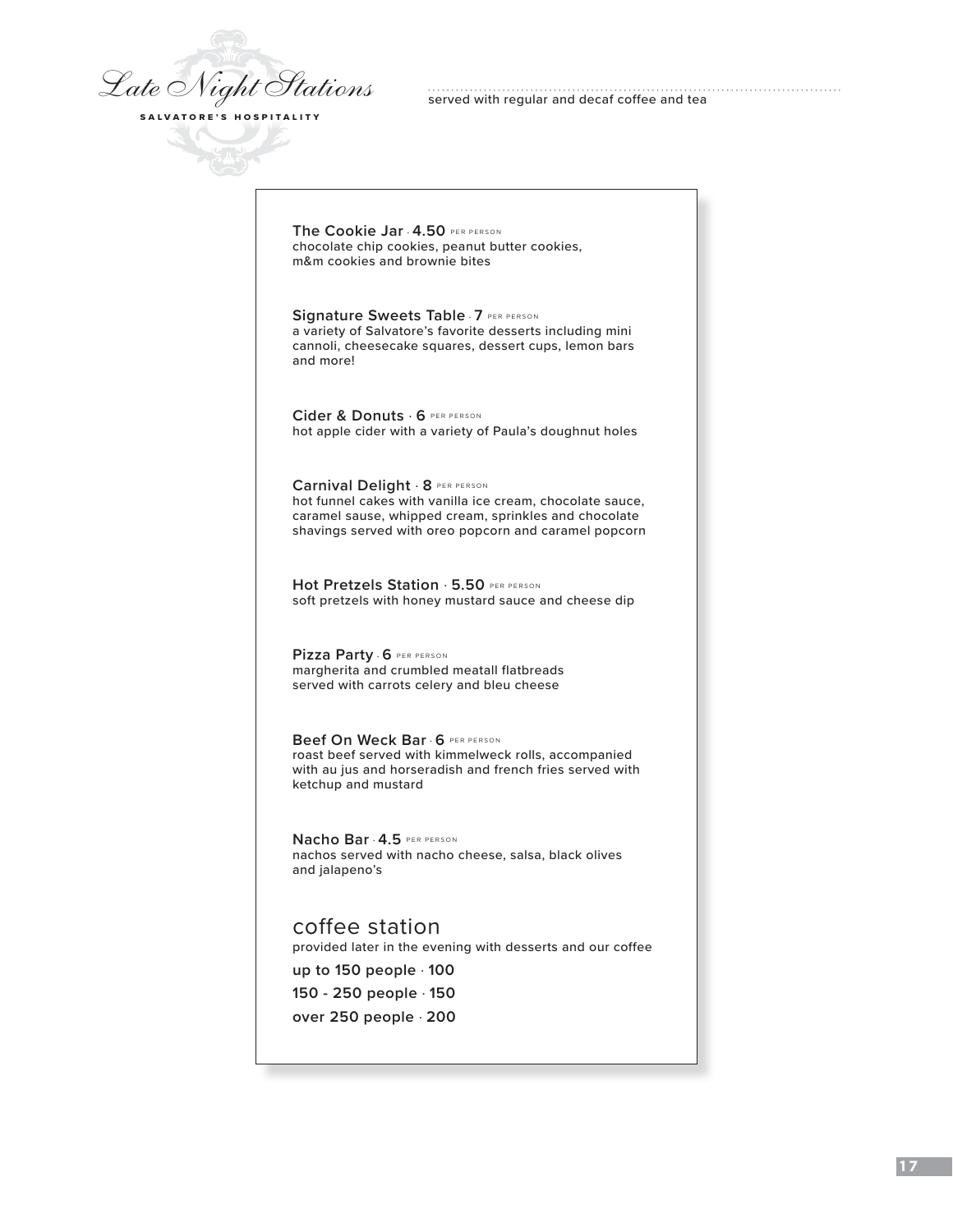# Late Night Stations

**SALVATORE'S HOSPITALITY**

served with regular and decaf coffee and tea

**The Cookie Jar** · **4.50** PER PERSON
chocolate chip cookies, peanut butter cookies, m&m cookies and brownie bites

**Signature Sweets Table** · **7** PER PERSON
a variety of Salvatore's favorite desserts including mini cannoli, cheesecake squares, dessert cups, lemon bars and more!

**Cider & Donuts** · **6** PER PERSON
hot apple cider with a variety of Paula's doughnut holes

**Carnival Delight** · **8** PER PERSON
hot funnel cakes with vanilla ice cream, chocolate sauce, caramel sause, whipped cream, sprinkles and chocolate shavings served with oreo popcorn and caramel popcorn

**Hot Pretzels Station** · **5.50** PER PERSON
soft pretzels with honey mustard sauce and cheese dip

**Pizza Party** · **6** PER PERSON
margherita and crumbled meatall flatbreads served with carrots celery and bleu cheese

**Beef On Weck Bar** · **6** PER PERSON
roast beef served with kimmelweck rolls, accompanied with au jus and horseradish and french fries served with ketchup and mustard

**Nacho Bar** · **4.5** PER PERSON
nachos served with nacho cheese, salsa, black olives and jalapeno's

## coffee station

provided later in the evening with desserts and our coffee

**up to 150 people · 100**

**150 - 250 people · 150**

**over 250 people · 200**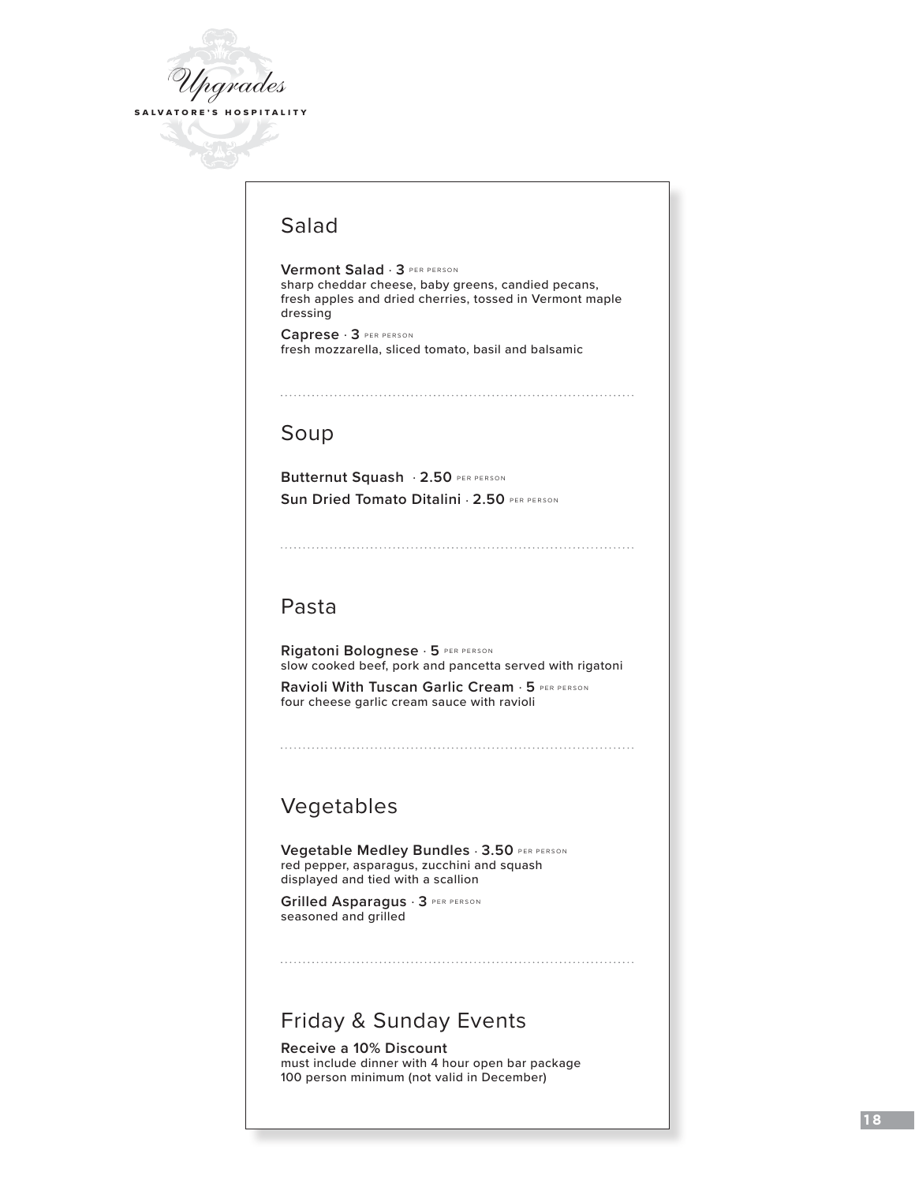# Upgrades

SALVATORE'S HOSPITALITY

## Salad

**Vermont Salad** · **3** PER PERSON
sharp cheddar cheese, baby greens, candied pecans, fresh apples and dried cherries, tossed in Vermont maple dressing

**Caprese** · **3** PER PERSON
fresh mozzarella, sliced tomato, basil and balsamic

## Soup

**Butternut Squash** · **2.50** PER PERSON

**Sun Dried Tomato Ditalini** · **2.50** PER PERSON

## Pasta

**Rigatoni Bolognese** · **5** PER PERSON
slow cooked beef, pork and pancetta served with rigatoni

**Ravioli With Tuscan Garlic Cream** · **5** PER PERSON
four cheese garlic cream sauce with ravioli

## Vegetables

**Vegetable Medley Bundles** · **3.50** PER PERSON
red pepper, asparagus, zucchini and squash displayed and tied with a scallion

**Grilled Asparagus** · **3** PER PERSON
seasoned and grilled

## Friday & Sunday Events

**Receive a 10% Discount**
must include dinner with 4 hour open bar package
100 person minimum (not valid in December)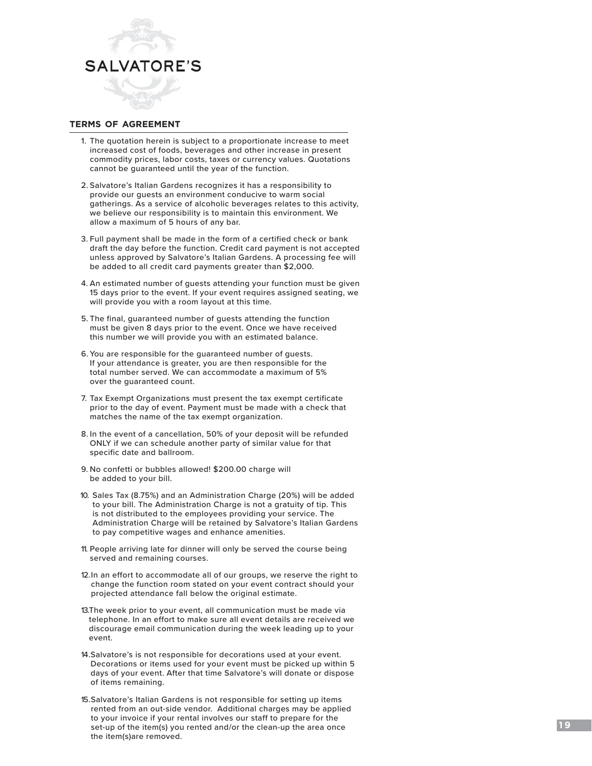# SALVATORE'S

## TERMS OF AGREEMENT

1. The quotation herein is subject to a proportionate increase to meet increased cost of foods, beverages and other increase in present commodity prices, labor costs, taxes or currency values. Quotations cannot be guaranteed until the year of the function.

2. Salvatore's Italian Gardens recognizes it has a responsibility to provide our guests an environment conducive to warm social gatherings. As a service of alcoholic beverages relates to this activity, we believe our responsibility is to maintain this environment. We allow a maximum of 5 hours of any bar.

3. Full payment shall be made in the form of a certified check or bank draft the day before the function. Credit card payment is not accepted unless approved by Salvatore's Italian Gardens. A processing fee will be added to all credit card payments greater than $2,000.

4. An estimated number of guests attending your function must be given 15 days prior to the event. If your event requires assigned seating, we will provide you with a room layout at this time.

5. The final, guaranteed number of guests attending the function must be given 8 days prior to the event. Once we have received this number we will provide you with an estimated balance.

6. You are responsible for the guaranteed number of guests. If your attendance is greater, you are then responsible for the total number served. We can accommodate a maximum of 5% over the guaranteed count.

7. Tax Exempt Organizations must present the tax exempt certificate prior to the day of event. Payment must be made with a check that matches the name of the tax exempt organization.

8. In the event of a cancellation, 50% of your deposit will be refunded ONLY if we can schedule another party of similar value for that specific date and ballroom.

9. No confetti or bubbles allowed! $200.00 charge will be added to your bill.

10. Sales Tax (8.75%) and an Administration Charge (20%) will be added to your bill. The Administration Charge is not a gratuity of tip. This is not distributed to the employees providing your service. The Administration Charge will be retained by Salvatore's Italian Gardens to pay competitive wages and enhance amenities.

11. People arriving late for dinner will only be served the course being served and remaining courses.

12. In an effort to accommodate all of our groups, we reserve the right to change the function room stated on your event contract should your projected attendance fall below the original estimate.

13. The week prior to your event, all communication must be made via telephone. In an effort to make sure all event details are received we discourage email communication during the week leading up to your event.

14. Salvatore's is not responsible for decorations used at your event. Decorations or items used for your event must be picked up within 5 days of your event. After that time Salvatore's will donate or dispose of items remaining.

15. Salvatore's Italian Gardens is not responsible for setting up items rented from an out-side vendor. Additional charges may be applied to your invoice if your rental involves our staff to prepare for the set-up of the item(s) you rented and/or the clean-up the area once the item(s)are removed.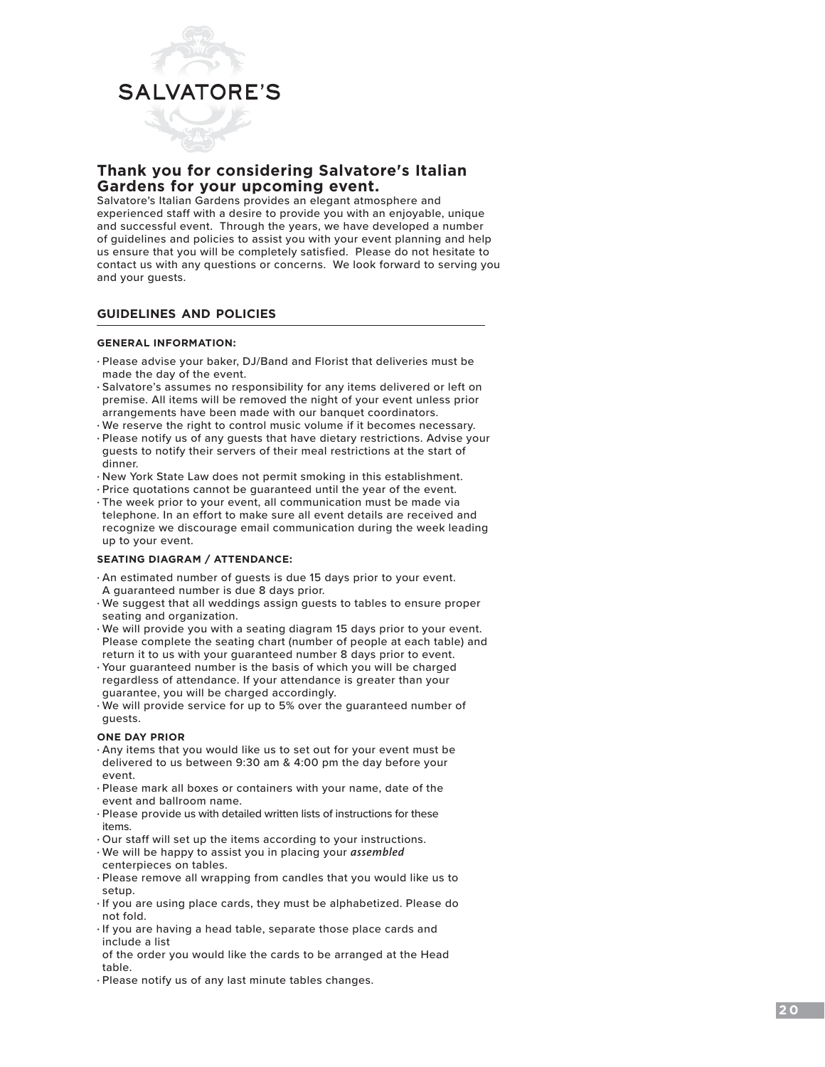SALVATORE'S

## Thank you for considering Salvatore's Italian Gardens for your upcoming event.

Salvatore's Italian Gardens provides an elegant atmosphere and experienced staff with a desire to provide you with an enjoyable, unique and successful event. Through the years, we have developed a number of guidelines and policies to assist you with your event planning and help us ensure that you will be completely satisfied. Please do not hesitate to contact us with any questions or concerns. We look forward to serving you and your guests.

### GUIDELINES AND POLICIES

#### GENERAL INFORMATION:

- Please advise your baker, DJ/Band and Florist that deliveries must be made the day of the event.
- Salvatore's assumes no responsibility for any items delivered or left on premise. All items will be removed the night of your event unless prior arrangements have been made with our banquet coordinators.
- We reserve the right to control music volume if it becomes necessary.
- Please notify us of any guests that have dietary restrictions. Advise your guests to notify their servers of their meal restrictions at the start of dinner.
- New York State Law does not permit smoking in this establishment.
- Price quotations cannot be guaranteed until the year of the event.
- The week prior to your event, all communication must be made via telephone. In an effort to make sure all event details are received and recognize we discourage email communication during the week leading up to your event.

#### SEATING DIAGRAM / ATTENDANCE:

- An estimated number of guests is due 15 days prior to your event. A guaranteed number is due 8 days prior.
- We suggest that all weddings assign guests to tables to ensure proper seating and organization.
- We will provide you with a seating diagram 15 days prior to your event. Please complete the seating chart (number of people at each table) and return it to us with your guaranteed number 8 days prior to event.
- Your guaranteed number is the basis of which you will be charged regardless of attendance. If your attendance is greater than your guarantee, you will be charged accordingly.
- We will provide service for up to 5% over the guaranteed number of guests.

#### ONE DAY PRIOR

- Any items that you would like us to set out for your event must be delivered to us between 9:30 am & 4:00 pm the day before your event.
- Please mark all boxes or containers with your name, date of the event and ballroom name.
- Please provide us with detailed written lists of instructions for these items.
- Our staff will set up the items according to your instructions.
- We will be happy to assist you in placing your ***assembled*** centerpieces on tables.
- Please remove all wrapping from candles that you would like us to setup.
- If you are using place cards, they must be alphabetized. Please do not fold.
- If you are having a head table, separate those place cards and include a list of the order you would like the cards to be arranged at the Head table.
- Please notify us of any last minute tables changes.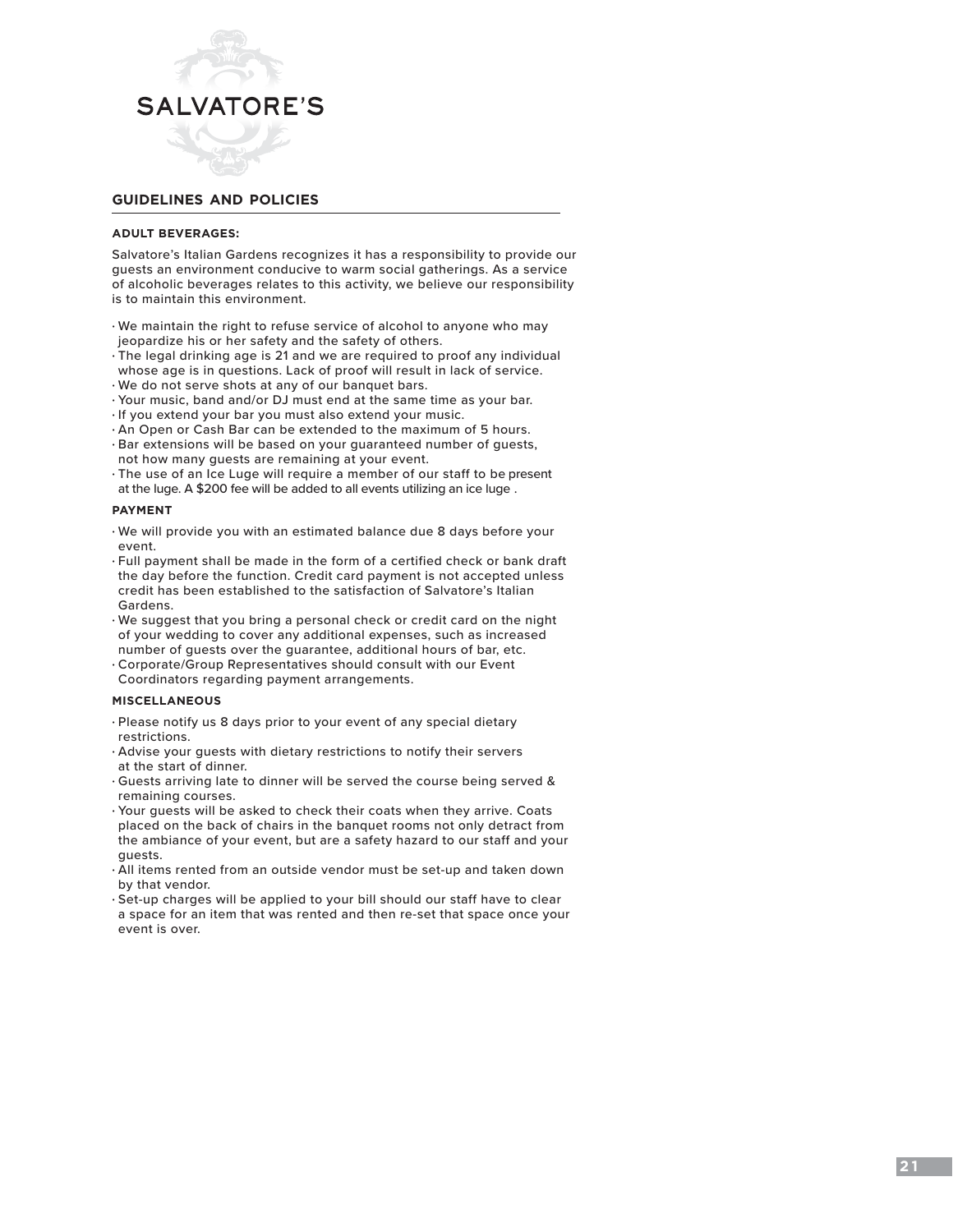SALVATORE'S

## GUIDELINES AND POLICIES

### ADULT BEVERAGES:

Salvatore's Italian Gardens recognizes it has a responsibility to provide our guests an environment conducive to warm social gatherings. As a service of alcoholic beverages relates to this activity, we believe our responsibility is to maintain this environment.

- We maintain the right to refuse service of alcohol to anyone who may jeopardize his or her safety and the safety of others.
- The legal drinking age is 21 and we are required to proof any individual whose age is in questions. Lack of proof will result in lack of service.
- We do not serve shots at any of our banquet bars.
- Your music, band and/or DJ must end at the same time as your bar.
- If you extend your bar you must also extend your music.
- An Open or Cash Bar can be extended to the maximum of 5 hours.
- Bar extensions will be based on your guaranteed number of guests, not how many guests are remaining at your event.
- The use of an Ice Luge will require a member of our staff to be present at the luge. A $200 fee will be added to all events utilizing an ice luge .

### PAYMENT

- We will provide you with an estimated balance due 8 days before your event.
- Full payment shall be made in the form of a certified check or bank draft the day before the function. Credit card payment is not accepted unless credit has been established to the satisfaction of Salvatore's Italian Gardens.
- We suggest that you bring a personal check or credit card on the night of your wedding to cover any additional expenses, such as increased number of guests over the guarantee, additional hours of bar, etc.
- Corporate/Group Representatives should consult with our Event Coordinators regarding payment arrangements.

### MISCELLANEOUS

- Please notify us 8 days prior to your event of any special dietary restrictions.
- Advise your guests with dietary restrictions to notify their servers at the start of dinner.
- Guests arriving late to dinner will be served the course being served & remaining courses.
- Your guests will be asked to check their coats when they arrive. Coats placed on the back of chairs in the banquet rooms not only detract from the ambiance of your event, but are a safety hazard to our staff and your guests.
- All items rented from an outside vendor must be set-up and taken down by that vendor.
- Set-up charges will be applied to your bill should our staff have to clear a space for an item that was rented and then re-set that space once your event is over.